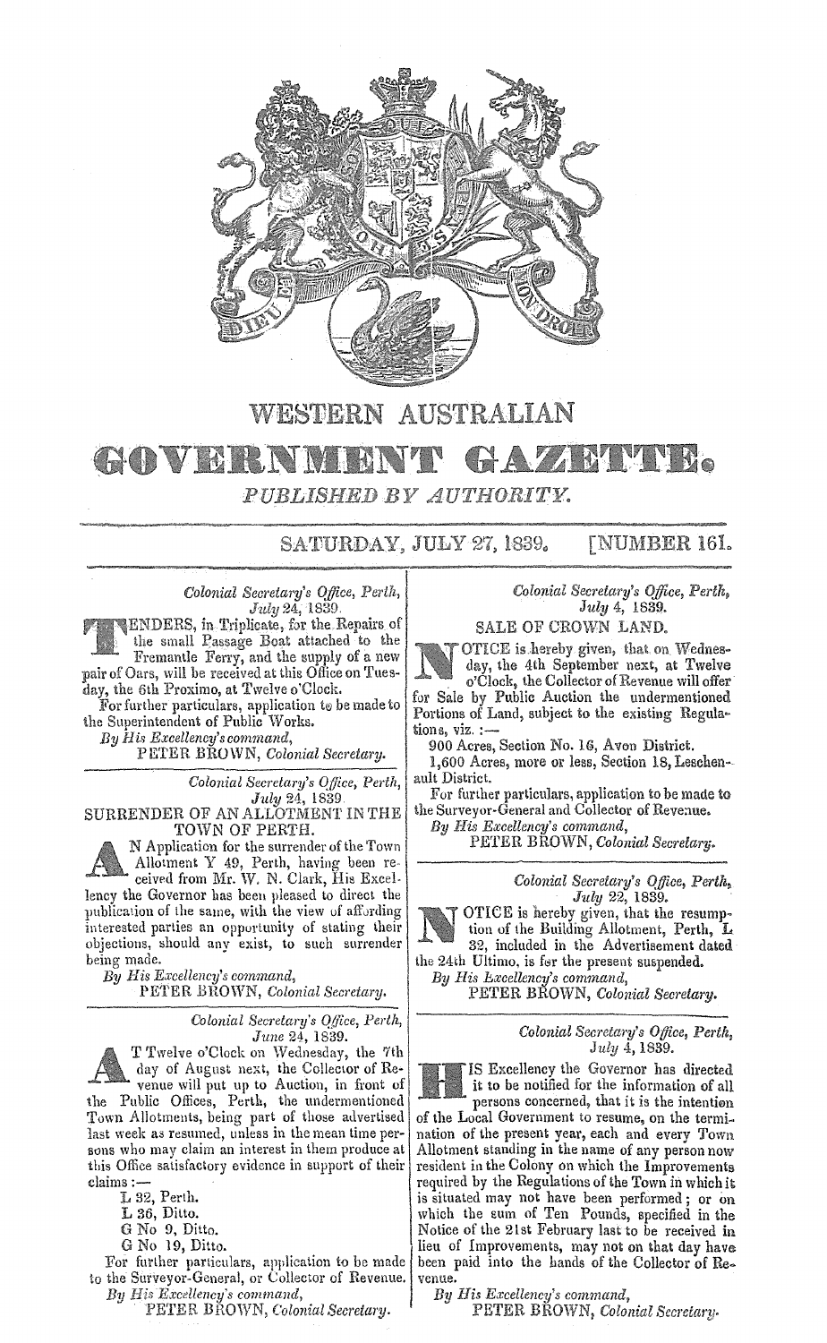# WESTERN AUSTRALIAN

# GOVERNMENT GAZETTE.

*PUBLISHED BY AUTHORITY.*

SATURDAY, JULY 27, 1839. [NUMBER 161.

*Colonial Secretary's Office, Perth,*
*July 24, 1839.*

TENDERS, in Triplicate, for the Repairs of the small Passage Boat attached to the Fremantle Ferry, and the supply of a new pair of Oars, will be received at this Office on Tuesday, the 6th Proximo, at Twelve o'Clock.

For further particulars, application to be made to the Superintendent of Public Works.

*By His Excellency's command,*
PETER BROWN, *Colonial Secretary.*

---

*Colonial Secretary's Office, Perth,*
*July 24, 1839.*

SURRENDER OF AN ALLOTMENT IN THE TOWN OF PERTH.

AN Application for the surrender of the Town Allotment Y 49, Perth, having been received from Mr. W. N. Clark, His Excellency the Governor has been pleased to direct the publication of the same, with the view of affording interested parties an opportunity of stating their objections, should any exist, to such surrender being made.

*By His Excellency's command,*
PETER BROWN, *Colonial Secretary.*

---

*Colonial Secretary's Office, Perth,*
*June 24, 1839.*

AT Twelve o'Clock on Wednesday, the 7th day of August next, the Collector of Revenue will put up to Auction, in front of the Public Offices, Perth, the undermentioned Town Allotments, being part of those advertised last week as resumed, unless in the mean time persons who may claim an interest in them produce at this Office satisfactory evidence in support of their claims :—

L 32, Perth.
L 36, Ditto.
G No 9, Ditto.
G No 19, Ditto.

For further particulars, application to be made to the Surveyor-General, or Collector of Revenue.

*By His Excellency's command,*
PETER BROWN, *Colonial Secretary.*

---

*Colonial Secretary's Office, Perth,*
*July 4, 1839.*

SALE OF CROWN LAND.

NOTICE is hereby given, that on Wednesday, the 4th September next, at Twelve o'Clock, the Collector of Revenue will offer for Sale by Public Auction the undermentioned Portions of Land, subject to the existing Regulations, viz. :—

900 Acres, Section No. 16, Avon District.
1,600 Acres, more or less, Section 18, Leschenault District.

For further particulars, application to be made to the Surveyor-General and Collector of Revenue.

*By His Excellency's command,*
PETER BROWN, *Colonial Secretary.*

---

*Colonial Secretary's Office, Perth,*
*July 22, 1839.*

NOTICE is hereby given, that the resumption of the Building Allotment, Perth, L 32, included in the Advertisement dated the 24th Ultimo, is for the present suspended.

*By His Excellency's command,*
PETER BROWN, *Colonial Secretary.*

---

*Colonial Secretary's Office, Perth,*
*July 4, 1839.*

HIS Excellency the Governor has directed it to be notified for the information of all persons concerned, that it is the intention of the Local Government to resume, on the termination of the present year, each and every Town Allotment standing in the name of any person now resident in the Colony on which the Improvements required by the Regulations of the Town in which it is situated may not have been performed; or on which the sum of Ten Pounds, specified in the Notice of the 21st February last to be received in lieu of Improvements, may not on that day have been paid into the hands of the Collector of Revenue.

*By His Excellency's command,*
PETER BROWN, *Colonial Secretary.*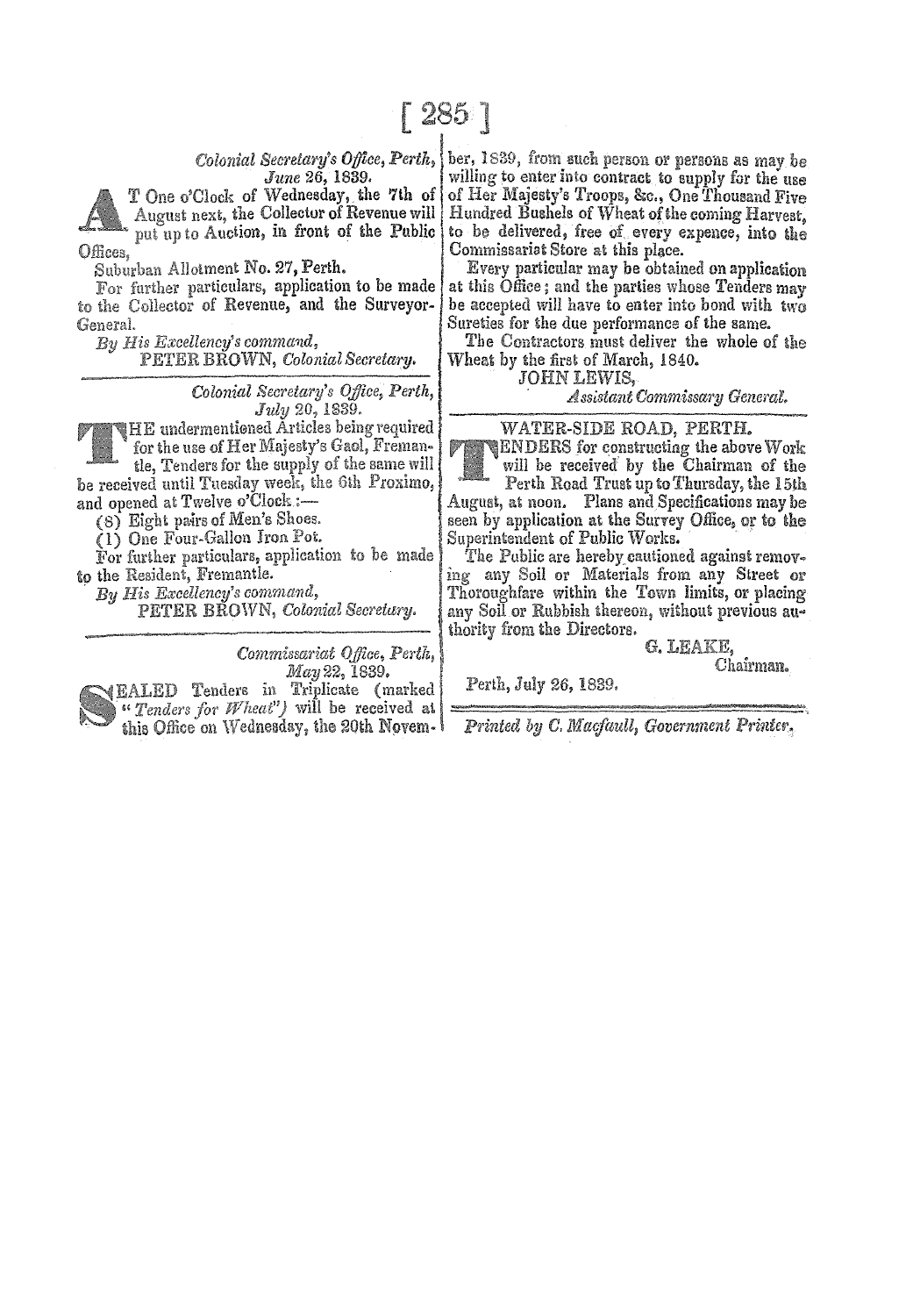*Colonial Secretary's Office, Perth,*
*June* 26, 1839.

AT One o'Clock of Wednesday, the 7th of August next, the Collector of Revenue will put up to Auction, in front of the Public Offices,

Suburban Allotment No. 27, Perth.

For further particulars, application to be made to the Collector of Revenue, and the Surveyor-General.

*By His Excellency's command,*
PETER BROWN, *Colonial Secretary.*

---

*Colonial Secretary's Office, Perth,*
*July* 20, 1839.

THE undermentioned Articles being required for the use of Her Majesty's Gaol, Fremantle, Tenders for the supply of the same will be received until Tuesday week, the 6th Proximo, and opened at Twelve o'Clock:—

(8) Eight pairs of Men's Shoes.
(1) One Four-Gallon Iron Pot.

For further particulars, application to be made to the Resident, Fremantle.

*By His Excellency's command,*
PETER BROWN, *Colonial Secretary.*

---

*Commissariat Office, Perth,*
*May* 22, 1839.

SEALED Tenders in Triplicate (marked "*Tenders for Wheat*") will be received at this Office on Wednesday, the 20th November, 1839, from such person or persons as may be willing to enter into contract to supply for the use of Her Majesty's Troops, &c., One Thousand Five Hundred Bushels of Wheat of the coming Harvest, to be delivered, free of every expence, into the Commissariat Store at this place.

Every particular may be obtained on application at this Office; and the parties whose Tenders may be accepted will have to enter into bond with two Sureties for the due performance of the same.

The Contractors must deliver the whole of the Wheat by the first of March, 1840.

JOHN LEWIS,
*Assistant Commissary General.*

---

WATER-SIDE ROAD, PERTH.

TENDERS for constructing the above Work will be received by the Chairman of the Perth Road Trust up to Thursday, the 15th August, at noon. Plans and Specifications may be seen by application at the Survey Office, or to the Superintendent of Public Works.

The Public are hereby cautioned against removing any Soil or Materials from any Street or Thoroughfare within the Town limits, or placing any Soil or Rubbish thereon, without previous authority from the Directors.

G. LEAKE,
Chairman.

Perth, July 26, 1839.

---

*Printed by C. Macfaull, Government Printer.*